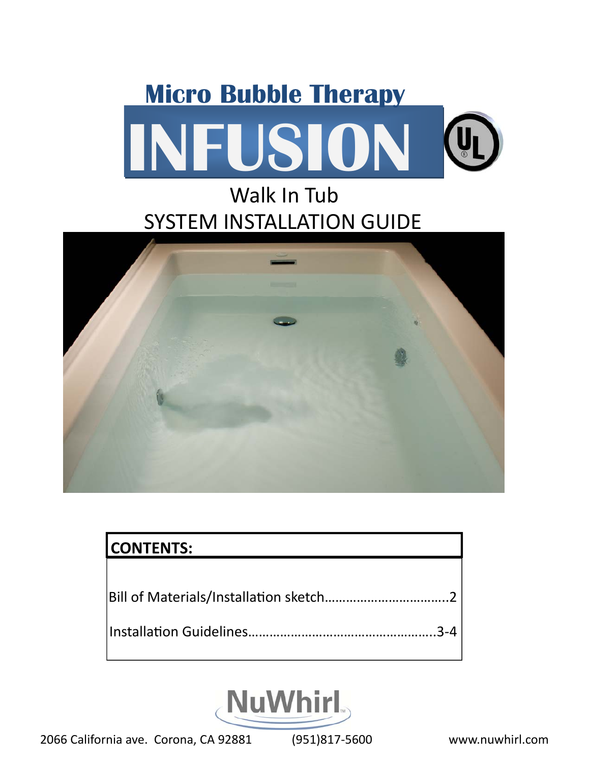# Micro Bubble Therapy

# INFUSION

## Walk In Tub
## SYSTEM INSTALLATION GUIDE

**CONTENTS:**

Bill of Materials/Installation sketch……………………………..2

Installation Guidelines……………………………………………..3-4

NuWhirl

2066 California ave. Corona, CA 92881 (951)817-5600 www.nuwhirl.com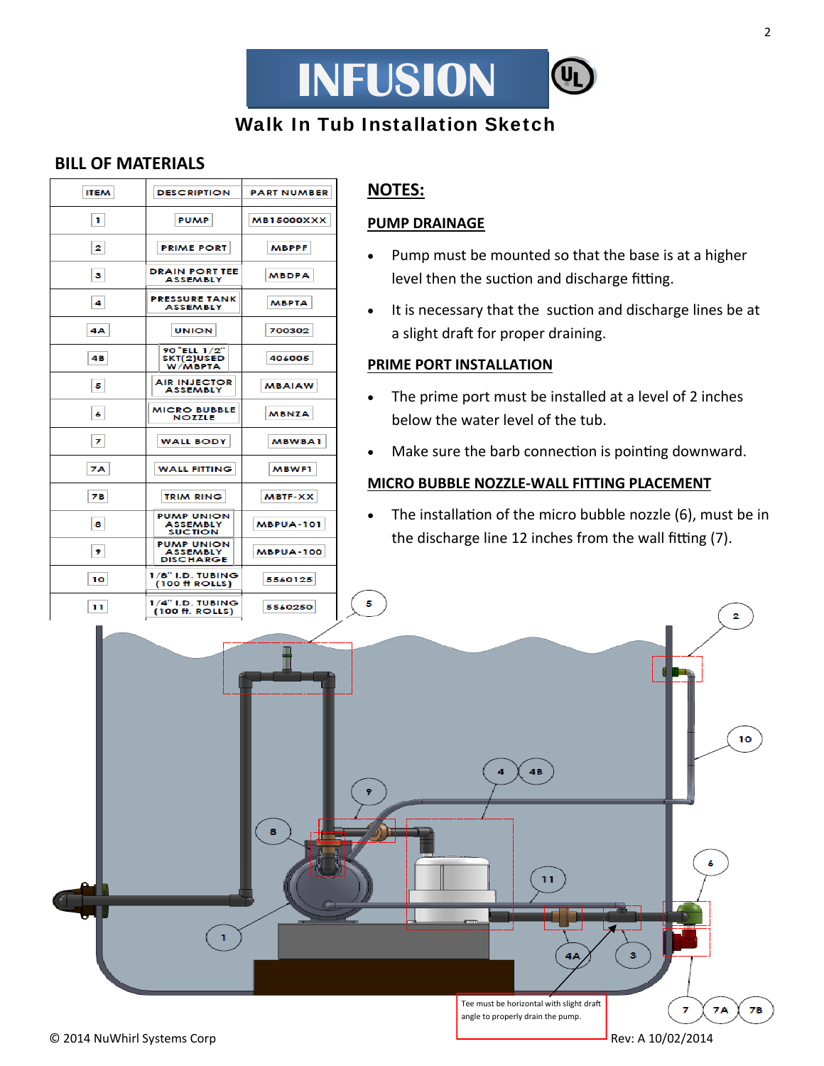# INFUSION

## Walk In Tub Installation Sketch

### BILL OF MATERIALS

| ITEM | DESCRIPTION | PART NUMBER |
|---|---|---|
| 1 | PUMP | MB15000XXX |
| 2 | PRIME PORT | MBPPF |
| 3 | DRAIN PORT TEE ASSEMBLY | MBDPA |
| 4 | PRESSURE TANK ASSEMBLY | MBPTA |
| 4A | UNION | 700302 |
| 4B | 90 °ELL 1/2" SKT(2)USED W/MBPTA | 406005 |
| 5 | AIR INJECTOR ASSEMBLY | MBAIAW |
| 6 | MICRO BUBBLE NOZZLE | MBNZA |
| 7 | WALL BODY | MBWBA1 |
| 7A | WALL FITTING | MBWF1 |
| 7B | TRIM RING | MBTF-XX |
| 8 | PUMP UNION ASSEMBLY SUCTION | MBPUA-101 |
| 9 | PUMP UNION ASSEMBLY DISCHARGE | MBPUA-100 |
| 10 | 1/8" I.D. TUBING (100 ft ROLLS) | 5560125 |
| 11 | 1/4" I.D. TUBING (100 ft. ROLLS) | 5560250 |

## NOTES:

### PUMP DRAINAGE

- Pump must be mounted so that the base is at a higher level then the suction and discharge fitting.
- It is necessary that the suction and discharge lines be at a slight draft for proper draining.

### PRIME PORT INSTALLATION

- The prime port must be installed at a level of 2 inches below the water level of the tub.
- Make sure the barb connection is pointing downward.

### MICRO BUBBLE NOZZLE-WALL FITTING PLACEMENT

- The installation of the micro bubble nozzle (6), must be in the discharge line 12 inches from the wall fitting (7).

Tee must be horizontal with slight draft angle to properly drain the pump.

© 2014 NuWhirl Systems Corp

Rev: A 10/02/2014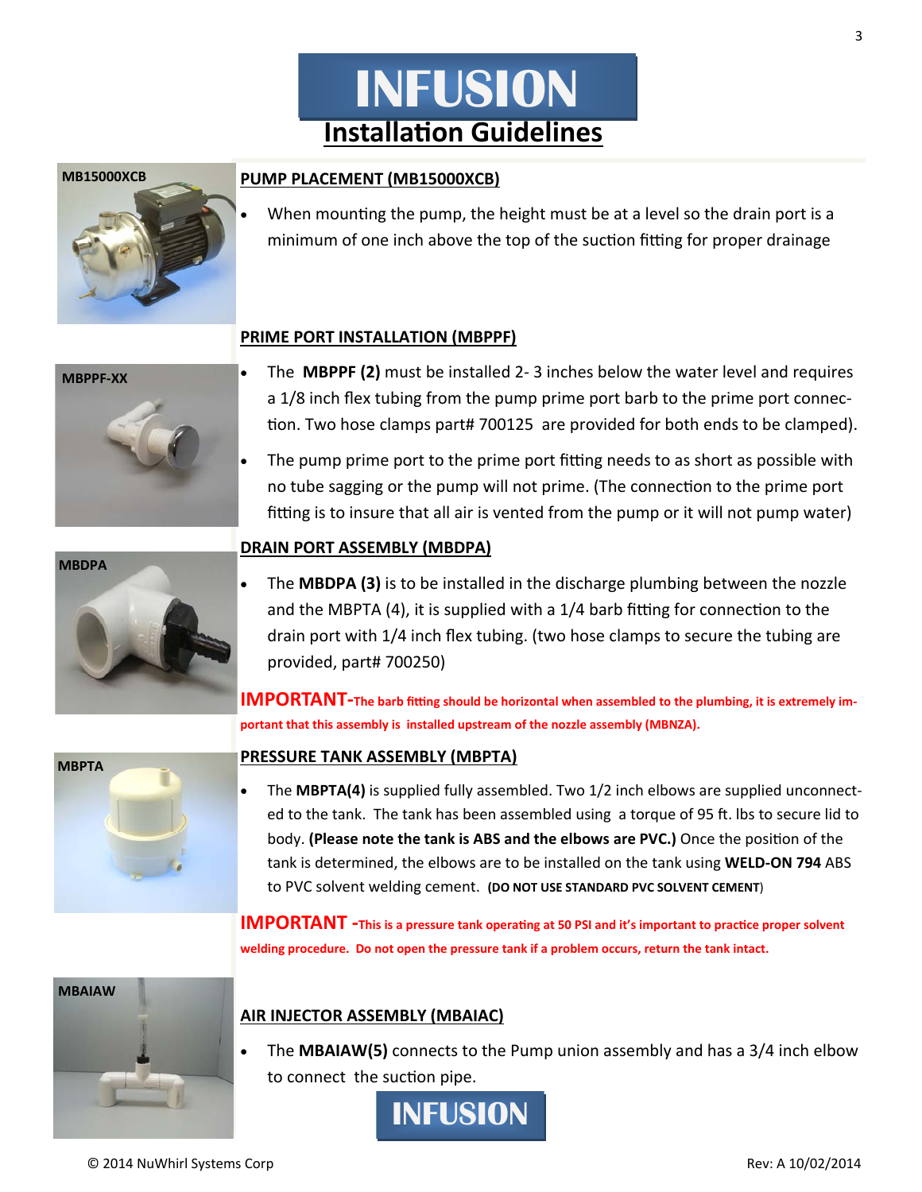# INFUSION

## Installation Guidelines

MB15000XCB

### PUMP PLACEMENT (MB15000XCB)

- When mounting the pump, the height must be at a level so the drain port is a minimum of one inch above the top of the suction fitting for proper drainage

### PRIME PORT INSTALLATION (MBPPF)

MBPPF-XX

- The **MBPPF (2)** must be installed 2- 3 inches below the water level and requires a 1/8 inch flex tubing from the pump prime port barb to the prime port connection. Two hose clamps part# 700125 are provided for both ends to be clamped).
- The pump prime port to the prime port fitting needs to as short as possible with no tube sagging or the pump will not prime. (The connection to the prime port fitting is to insure that all air is vented from the pump or it will not pump water)

### DRAIN PORT ASSEMBLY (MBDPA)

MBDPA

- The **MBDPA (3)** is to be installed in the discharge plumbing between the nozzle and the MBPTA (4), it is supplied with a 1/4 barb fitting for connection to the drain port with 1/4 inch flex tubing. (two hose clamps to secure the tubing are provided, part# 700250)

**IMPORTANT-The barb fitting should be horizontal when assembled to the plumbing, it is extremely important that this assembly is installed upstream of the nozzle assembly (MBNZA).**

### PRESSURE TANK ASSEMBLY (MBPTA)

MBPTA

- The **MBPTA(4)** is supplied fully assembled. Two 1/2 inch elbows are supplied unconnected to the tank. The tank has been assembled using a torque of 95 ft. lbs to secure lid to body. **(Please note the tank is ABS and the elbows are PVC.)** Once the position of the tank is determined, the elbows are to be installed on the tank using **WELD-ON 794** ABS to PVC solvent welding cement. **(DO NOT USE STANDARD PVC SOLVENT CEMENT)**

**IMPORTANT -This is a pressure tank operating at 50 PSI and it's important to practice proper solvent welding procedure. Do not open the pressure tank if a problem occurs, return the tank intact.**

MBAIAW

### AIR INJECTOR ASSEMBLY (MBAIAC)

- The **MBAIAW(5)** connects to the Pump union assembly and has a 3/4 inch elbow to connect the suction pipe.

INFUSION

© 2014 NuWhirl Systems Corp — Rev: A 10/02/2014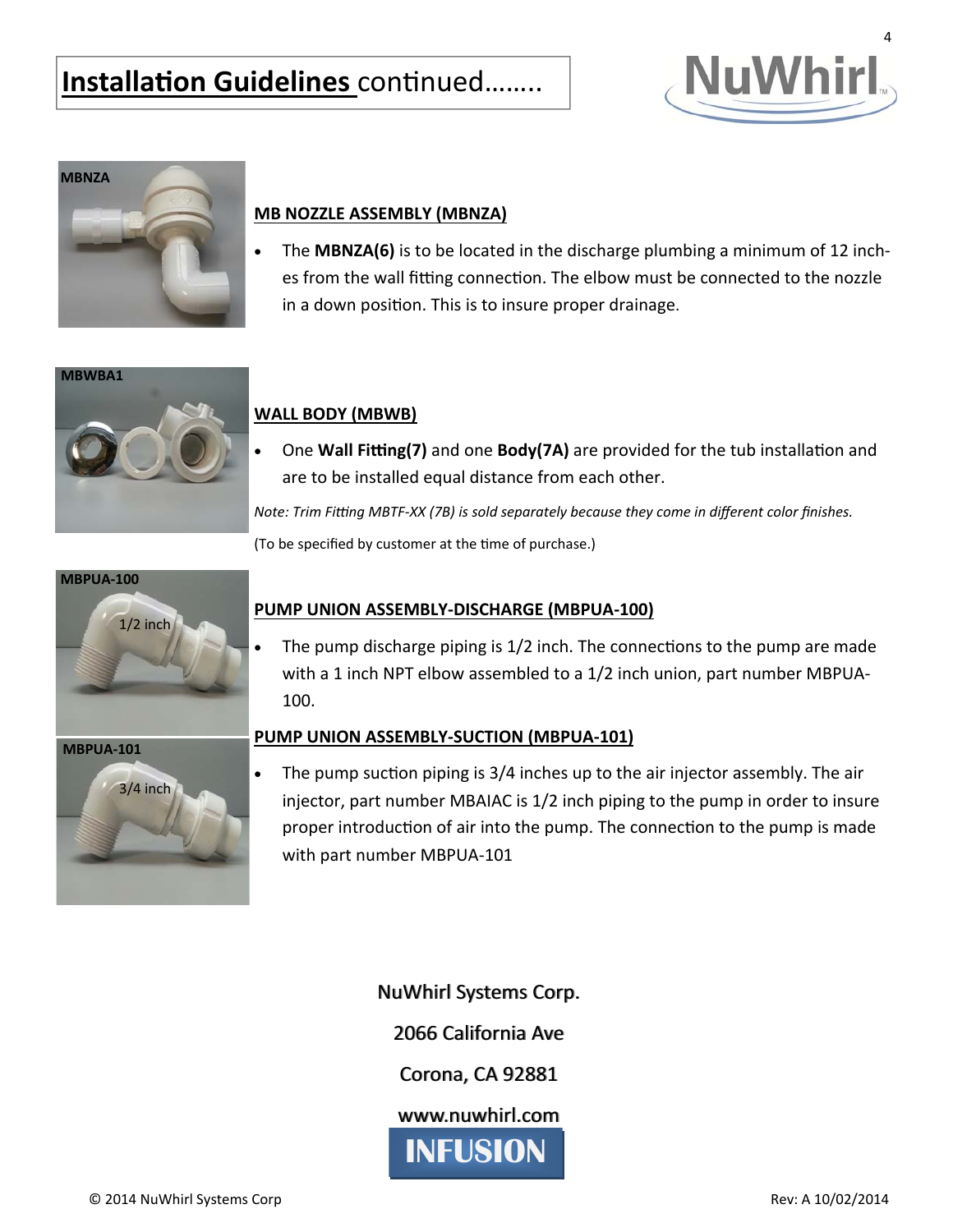# Installation Guidelines continued……..

MBNZA

## MB NOZZLE ASSEMBLY (MBNZA)

- The **MBNZA(6)** is to be located in the discharge plumbing a minimum of 12 inches from the wall fitting connection. The elbow must be connected to the nozzle in a down position. This is to insure proper drainage.

MBWBA1

## WALL BODY (MBWB)

- One **Wall Fitting(7)** and one **Body(7A)** are provided for the tub installation and are to be installed equal distance from each other.

*Note: Trim Fitting MBTF-XX (7B) is sold separately because they come in different color finishes.*

(To be specified by customer at the time of purchase.)

MBPUA-100

1/2 inch

## PUMP UNION ASSEMBLY-DISCHARGE (MBPUA-100)

- The pump discharge piping is 1/2 inch. The connections to the pump are made with a 1 inch NPT elbow assembled to a 1/2 inch union, part number MBPUA-100.

MBPUA-101

3/4 inch

## PUMP UNION ASSEMBLY-SUCTION (MBPUA-101)

- The pump suction piping is 3/4 inches up to the air injector assembly. The air injector, part number MBAIAC is 1/2 inch piping to the pump in order to insure proper introduction of air into the pump. The connection to the pump is made with part number MBPUA-101

NuWhirl Systems Corp.

2066 California Ave

Corona, CA 92881

www.nuwhirl.com

INFUSION

© 2014 NuWhirl Systems Corp

Rev: A 10/02/2014